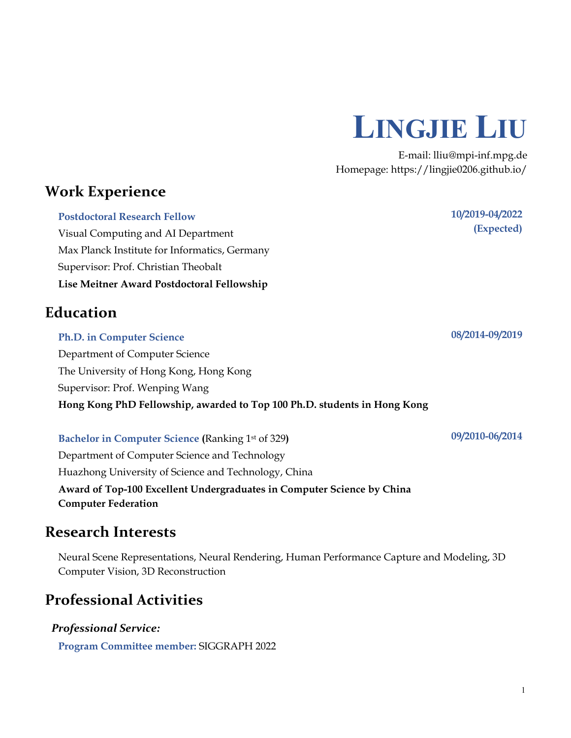# LINGJIE LIU

E-mail: lliu@mpi-inf.mpg.de
Homepage: https://lingjie0206.github.io/

## Work Experience

**Postdoctoral Research Fellow** — **10/2019-04/2022 (Expected)**
Visual Computing and AI Department
Max Planck Institute for Informatics, Germany
Supervisor: Prof. Christian Theobalt
**Lise Meitner Award Postdoctoral Fellowship**

## Education

**Ph.D. in Computer Science** — **08/2014-09/2019**
Department of Computer Science
The University of Hong Kong, Hong Kong
Supervisor: Prof. Wenping Wang
**Hong Kong PhD Fellowship, awarded to Top 100 Ph.D. students in Hong Kong**

**Bachelor in Computer Science** **(**Ranking 1st of 329**)** — **09/2010-06/2014**
Department of Computer Science and Technology
Huazhong University of Science and Technology, China
**Award of Top-100 Excellent Undergraduates in Computer Science by China Computer Federation**

## Research Interests

Neural Scene Representations, Neural Rendering, Human Performance Capture and Modeling, 3D Computer Vision, 3D Reconstruction

## Professional Activities

***Professional Service:***

**Program Committee member:** SIGGRAPH 2022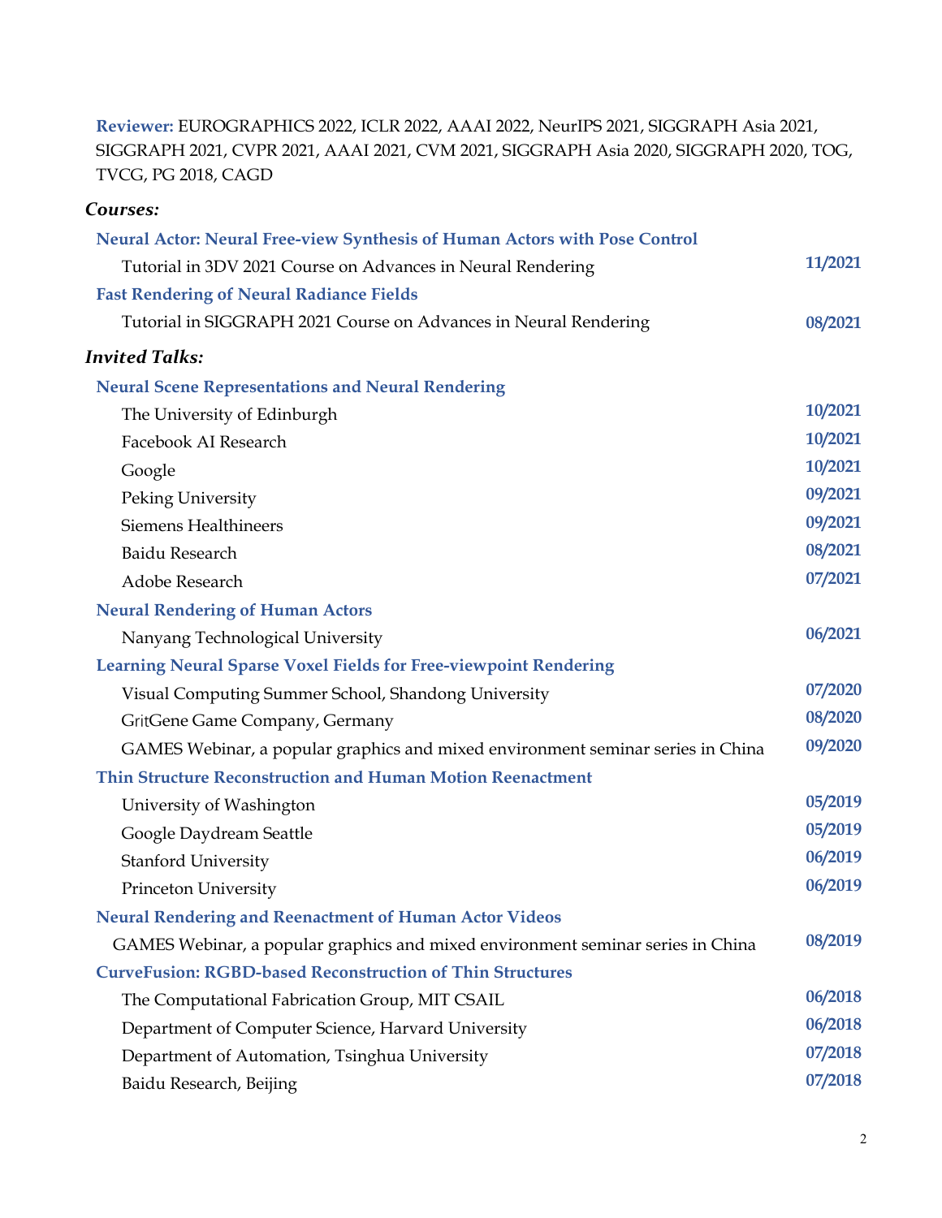**Reviewer:** EUROGRAPHICS 2022, ICLR 2022, AAAI 2022, NeurIPS 2021, SIGGRAPH Asia 2021, SIGGRAPH 2021, CVPR 2021, AAAI 2021, CVM 2021, SIGGRAPH Asia 2020, SIGGRAPH 2020, TOG, TVCG, PG 2018, CAGD

### *Courses:*

**Neural Actor: Neural Free-view Synthesis of Human Actors with Pose Control**

- Tutorial in 3DV 2021 Course on Advances in Neural Rendering — **11/2021**

**Fast Rendering of Neural Radiance Fields**

- Tutorial in SIGGRAPH 2021 Course on Advances in Neural Rendering — **08/2021**

### *Invited Talks:*

**Neural Scene Representations and Neural Rendering**

- The University of Edinburgh — **10/2021**
- Facebook AI Research — **10/2021**
- Google — **10/2021**
- Peking University — **09/2021**
- Siemens Healthineers — **09/2021**
- Baidu Research — **08/2021**
- Adobe Research — **07/2021**

**Neural Rendering of Human Actors**

- Nanyang Technological University — **06/2021**

**Learning Neural Sparse Voxel Fields for Free-viewpoint Rendering**

- Visual Computing Summer School, Shandong University — **07/2020**
- GritGene Game Company, Germany — **08/2020**
- GAMES Webinar, a popular graphics and mixed environment seminar series in China — **09/2020**

**Thin Structure Reconstruction and Human Motion Reenactment**

- University of Washington — **05/2019**
- Google Daydream Seattle — **05/2019**
- Stanford University — **06/2019**
- Princeton University — **06/2019**

**Neural Rendering and Reenactment of Human Actor Videos**

- GAMES Webinar, a popular graphics and mixed environment seminar series in China — **08/2019**

**CurveFusion: RGBD-based Reconstruction of Thin Structures**

- The Computational Fabrication Group, MIT CSAIL — **06/2018**
- Department of Computer Science, Harvard University — **06/2018**
- Department of Automation, Tsinghua University — **07/2018**
- Baidu Research, Beijing — **07/2018**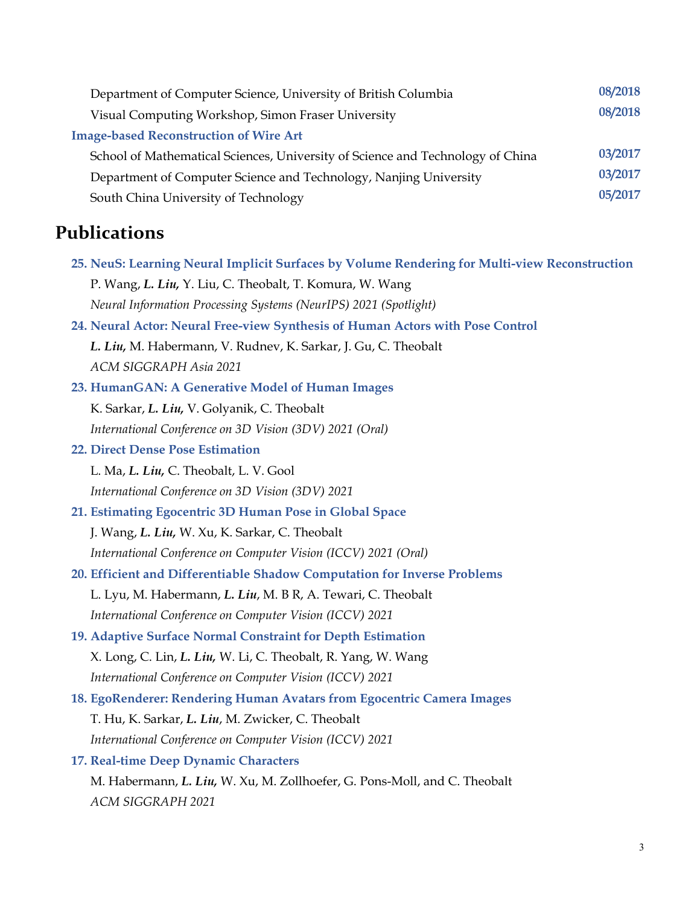Department of Computer Science, University of British Columbia **08/2018**
Visual Computing Workshop, Simon Fraser University **08/2018**

**Image-based Reconstruction of Wire Art**

School of Mathematical Sciences, University of Science and Technology of China **03/2017**
Department of Computer Science and Technology, Nanjing University **03/2017**
South China University of Technology **05/2017**

## Publications

**25. NeuS: Learning Neural Implicit Surfaces by Volume Rendering for Multi-view Reconstruction**
P. Wang, ***L. Liu,*** Y. Liu, C. Theobalt, T. Komura, W. Wang
*Neural Information Processing Systems (NeurIPS) 2021 (Spotlight)*

**24. Neural Actor: Neural Free-view Synthesis of Human Actors with Pose Control**
***L. Liu,*** M. Habermann, V. Rudnev, K. Sarkar, J. Gu, C. Theobalt
*ACM SIGGRAPH Asia 2021*

**23. HumanGAN: A Generative Model of Human Images**
K. Sarkar, ***L. Liu,*** V. Golyanik, C. Theobalt
*International Conference on 3D Vision (3DV) 2021 (Oral)*

**22. Direct Dense Pose Estimation**
L. Ma, ***L. Liu,*** C. Theobalt, L. V. Gool
*International Conference on 3D Vision (3DV) 2021*

**21. Estimating Egocentric 3D Human Pose in Global Space**
J. Wang, ***L. Liu,*** W. Xu, K. Sarkar, C. Theobalt
*International Conference on Computer Vision (ICCV) 2021 (Oral)*

**20. Efficient and Differentiable Shadow Computation for Inverse Problems**
L. Lyu, M. Habermann, ***L. Liu***, M. B R, A. Tewari, C. Theobalt
*International Conference on Computer Vision (ICCV) 2021*

**19. Adaptive Surface Normal Constraint for Depth Estimation**
X. Long, C. Lin, ***L. Liu,*** W. Li, C. Theobalt, R. Yang, W. Wang
*International Conference on Computer Vision (ICCV) 2021*

**18. EgoRenderer: Rendering Human Avatars from Egocentric Camera Images**
T. Hu, K. Sarkar, ***L. Liu***, M. Zwicker, C. Theobalt
*International Conference on Computer Vision (ICCV) 2021*

**17. Real-time Deep Dynamic Characters**
M. Habermann, ***L. Liu,*** W. Xu, M. Zollhoefer, G. Pons-Moll, and C. Theobalt
*ACM SIGGRAPH 2021*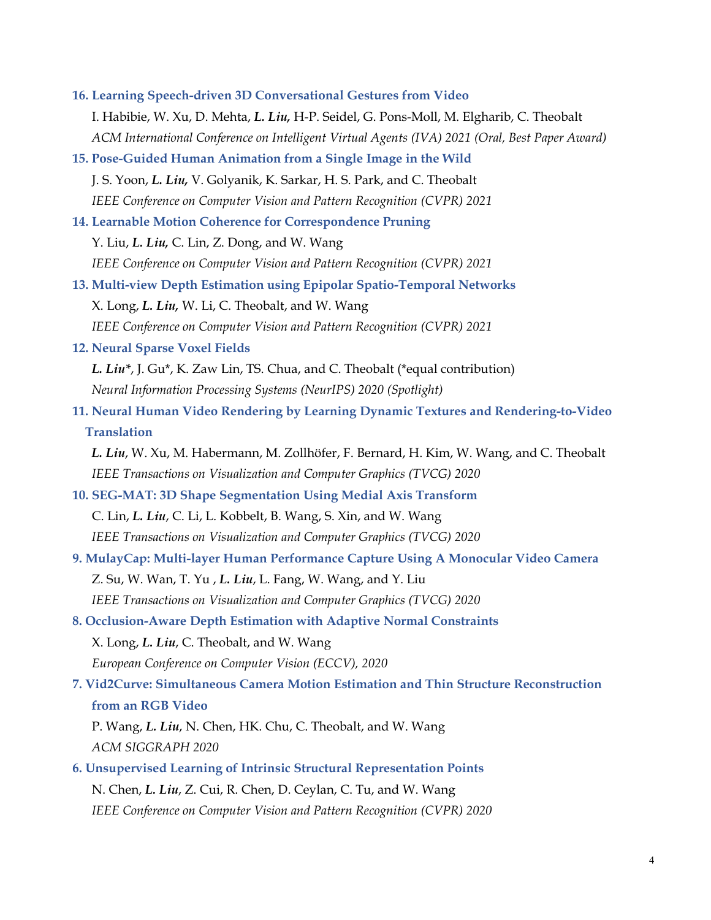**16. Learning Speech-driven 3D Conversational Gestures from Video**

I. Habibie, W. Xu, D. Mehta, ***L. Liu,*** H-P. Seidel, G. Pons-Moll, M. Elgharib, C. Theobalt

*ACM International Conference on Intelligent Virtual Agents (IVA) 2021 (Oral, Best Paper Award)*

**15. Pose-Guided Human Animation from a Single Image in the Wild**

J. S. Yoon, ***L. Liu,*** V. Golyanik, K. Sarkar, H. S. Park, and C. Theobalt

*IEEE Conference on Computer Vision and Pattern Recognition (CVPR) 2021*

**14. Learnable Motion Coherence for Correspondence Pruning**

Y. Liu, ***L. Liu,*** C. Lin, Z. Dong, and W. Wang

*IEEE Conference on Computer Vision and Pattern Recognition (CVPR) 2021*

**13. Multi-view Depth Estimation using Epipolar Spatio-Temporal Networks**

X. Long, ***L. Liu,*** W. Li, C. Theobalt, and W. Wang

*IEEE Conference on Computer Vision and Pattern Recognition (CVPR) 2021*

**12. Neural Sparse Voxel Fields**

***L. Liu****, J. Gu*, K. Zaw Lin, TS. Chua, and C. Theobalt (*equal contribution)

*Neural Information Processing Systems (NeurIPS) 2020 (Spotlight)*

**11. Neural Human Video Rendering by Learning Dynamic Textures and Rendering-to-Video Translation**

***L. Liu***, W. Xu, M. Habermann, M. Zollhöfer, F. Bernard, H. Kim, W. Wang, and C. Theobalt

*IEEE Transactions on Visualization and Computer Graphics (TVCG) 2020*

**10. SEG-MAT: 3D Shape Segmentation Using Medial Axis Transform**

C. Lin, ***L. Liu***, C. Li, L. Kobbelt, B. Wang, S. Xin, and W. Wang

*IEEE Transactions on Visualization and Computer Graphics (TVCG) 2020*

**9. MulayCap: Multi-layer Human Performance Capture Using A Monocular Video Camera**

Z. Su, W. Wan, T. Yu , ***L. Liu***, L. Fang, W. Wang, and Y. Liu

*IEEE Transactions on Visualization and Computer Graphics (TVCG) 2020*

**8. Occlusion-Aware Depth Estimation with Adaptive Normal Constraints**

X. Long, ***L. Liu***, C. Theobalt, and W. Wang

*European Conference on Computer Vision (ECCV), 2020*

**7. Vid2Curve: Simultaneous Camera Motion Estimation and Thin Structure Reconstruction from an RGB Video**

P. Wang, ***L. Liu***, N. Chen, HK. Chu, C. Theobalt, and W. Wang

*ACM SIGGRAPH 2020*

**6. Unsupervised Learning of Intrinsic Structural Representation Points**

N. Chen, ***L. Liu***, Z. Cui, R. Chen, D. Ceylan, C. Tu, and W. Wang

*IEEE Conference on Computer Vision and Pattern Recognition (CVPR) 2020*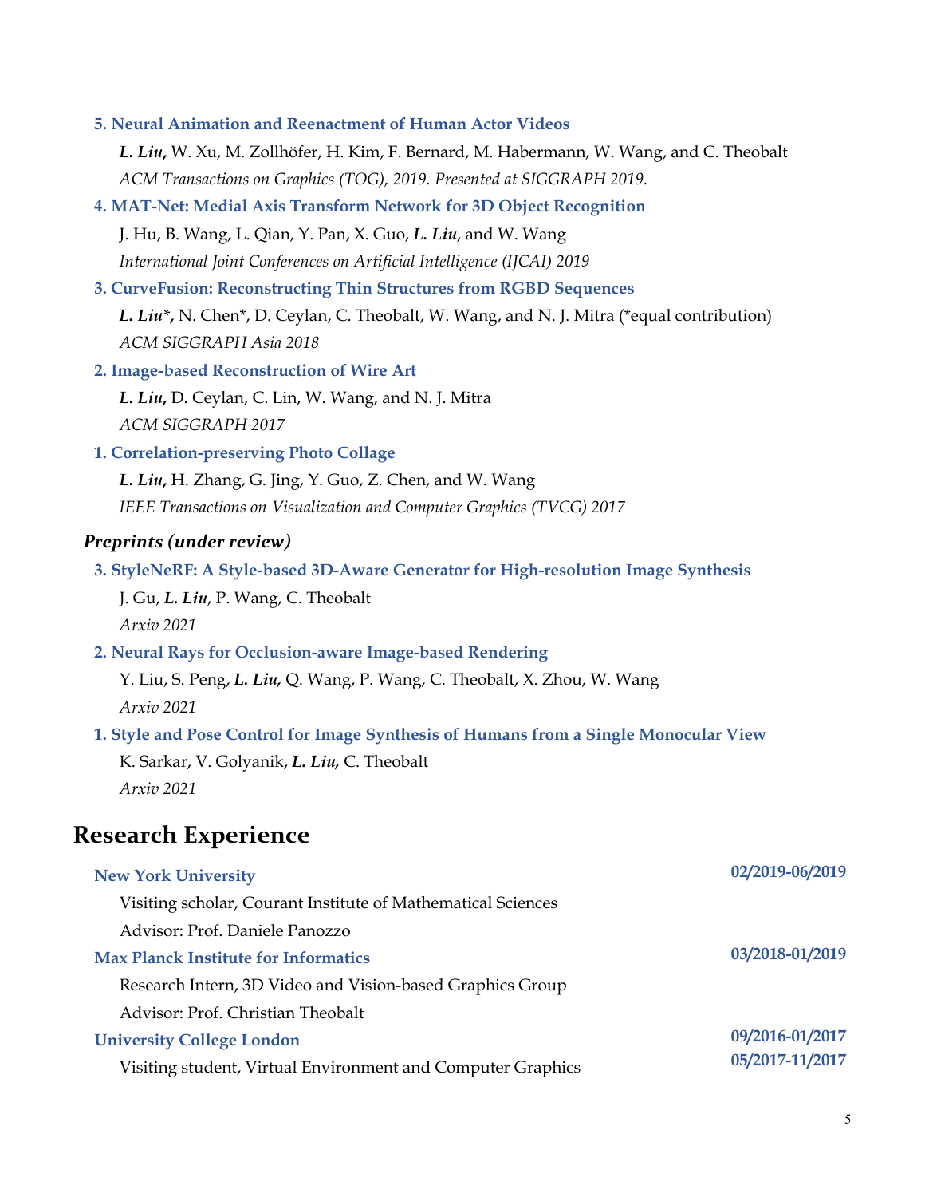**5. Neural Animation and Reenactment of Human Actor Videos**

***L. Liu*,** W. Xu, M. Zollhöfer, H. Kim, F. Bernard, M. Habermann, W. Wang, and C. Theobalt

*ACM Transactions on Graphics (TOG), 2019. Presented at SIGGRAPH 2019.*

**4. MAT-Net: Medial Axis Transform Network for 3D Object Recognition**

J. Hu, B. Wang, L. Qian, Y. Pan, X. Guo, ***L. Liu***, and W. Wang

*International Joint Conferences on Artificial Intelligence (IJCAI) 2019*

**3. CurveFusion: Reconstructing Thin Structures from RGBD Sequences**

***L. Liu\*,*** N. Chen\*, D. Ceylan, C. Theobalt, W. Wang, and N. J. Mitra (\*equal contribution)

*ACM SIGGRAPH Asia 2018*

**2. Image-based Reconstruction of Wire Art**

***L. Liu*,** D. Ceylan, C. Lin, W. Wang, and N. J. Mitra

*ACM SIGGRAPH 2017*

**1. Correlation-preserving Photo Collage**

***L. Liu*,** H. Zhang, G. Jing, Y. Guo, Z. Chen, and W. Wang

*IEEE Transactions on Visualization and Computer Graphics (TVCG) 2017*

### *Preprints (under review)*

**3. StyleNeRF: A Style-based 3D-Aware Generator for High-resolution Image Synthesis**

J. Gu, ***L. Liu***, P. Wang, C. Theobalt

*Arxiv 2021*

**2. Neural Rays for Occlusion-aware Image-based Rendering**

Y. Liu, S. Peng, ***L. Liu*,** Q. Wang, P. Wang, C. Theobalt, X. Zhou, W. Wang

*Arxiv 2021*

**1. Style and Pose Control for Image Synthesis of Humans from a Single Monocular View**

K. Sarkar, V. Golyanik, ***L. Liu*,** C. Theobalt

*Arxiv 2021*

## Research Experience

**New York University** — **02/2019-06/2019**

Visiting scholar, Courant Institute of Mathematical Sciences

Advisor: Prof. Daniele Panozzo

**Max Planck Institute for Informatics** — **03/2018-01/2019**

Research Intern, 3D Video and Vision-based Graphics Group

Advisor: Prof. Christian Theobalt

**University College London** — **09/2016-01/2017**, **05/2017-11/2017**

Visiting student, Virtual Environment and Computer Graphics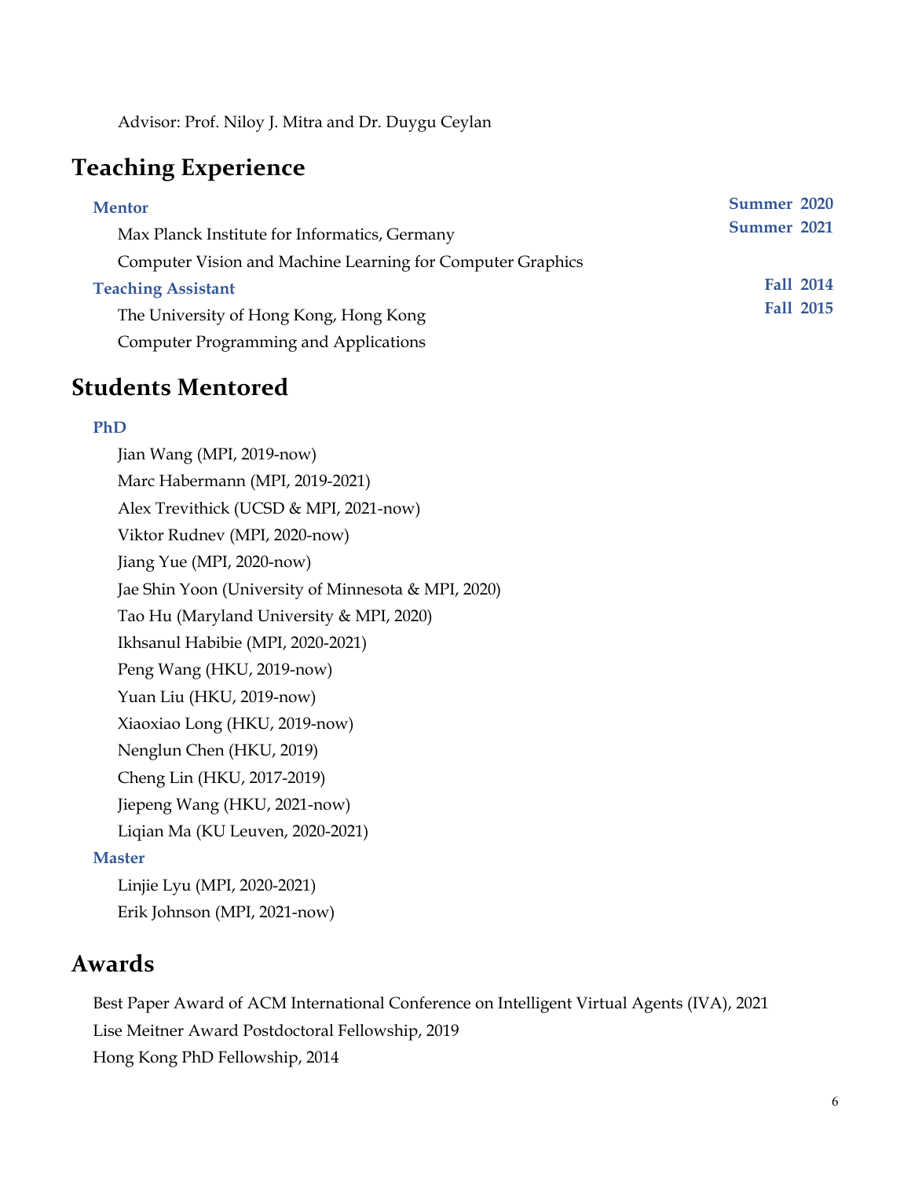Advisor: Prof. Niloy J. Mitra and Dr. Duygu Ceylan

## Teaching Experience

**Mentor** — **Summer 2020**, **Summer 2021**

Max Planck Institute for Informatics, Germany

Computer Vision and Machine Learning for Computer Graphics

**Teaching Assistant** — **Fall 2014**, **Fall 2015**

The University of Hong Kong, Hong Kong

Computer Programming and Applications

## Students Mentored

**PhD**

Jian Wang (MPI, 2019-now)
Marc Habermann (MPI, 2019-2021)
Alex Trevithick (UCSD & MPI, 2021-now)
Viktor Rudnev (MPI, 2020-now)
Jiang Yue (MPI, 2020-now)
Jae Shin Yoon (University of Minnesota & MPI, 2020)
Tao Hu (Maryland University & MPI, 2020)
Ikhsanul Habibie (MPI, 2020-2021)
Peng Wang (HKU, 2019-now)
Yuan Liu (HKU, 2019-now)
Xiaoxiao Long (HKU, 2019-now)
Nenglun Chen (HKU, 2019)
Cheng Lin (HKU, 2017-2019)
Jiepeng Wang (HKU, 2021-now)
Liqian Ma (KU Leuven, 2020-2021)

**Master**

Linjie Lyu (MPI, 2020-2021)
Erik Johnson (MPI, 2021-now)

## Awards

Best Paper Award of ACM International Conference on Intelligent Virtual Agents (IVA), 2021
Lise Meitner Award Postdoctoral Fellowship, 2019
Hong Kong PhD Fellowship, 2014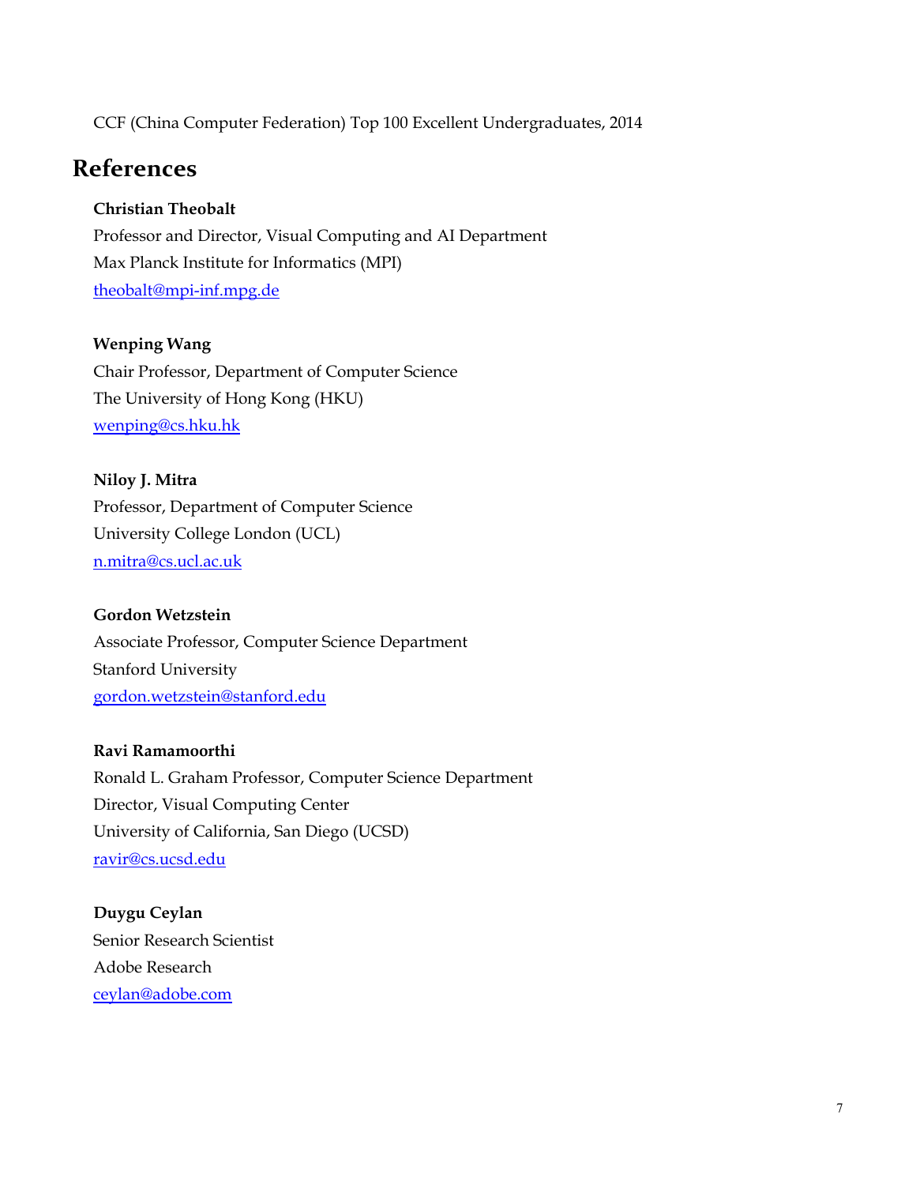CCF (China Computer Federation) Top 100 Excellent Undergraduates, 2014

## References

**Christian Theobalt**
Professor and Director, Visual Computing and AI Department
Max Planck Institute for Informatics (MPI)
theobalt@mpi-inf.mpg.de

**Wenping Wang**
Chair Professor, Department of Computer Science
The University of Hong Kong (HKU)
wenping@cs.hku.hk

**Niloy J. Mitra**
Professor, Department of Computer Science
University College London (UCL)
n.mitra@cs.ucl.ac.uk

**Gordon Wetzstein**
Associate Professor, Computer Science Department
Stanford University
gordon.wetzstein@stanford.edu

**Ravi Ramamoorthi**
Ronald L. Graham Professor, Computer Science Department
Director, Visual Computing Center
University of California, San Diego (UCSD)
ravir@cs.ucsd.edu

**Duygu Ceylan**
Senior Research Scientist
Adobe Research
ceylan@adobe.com